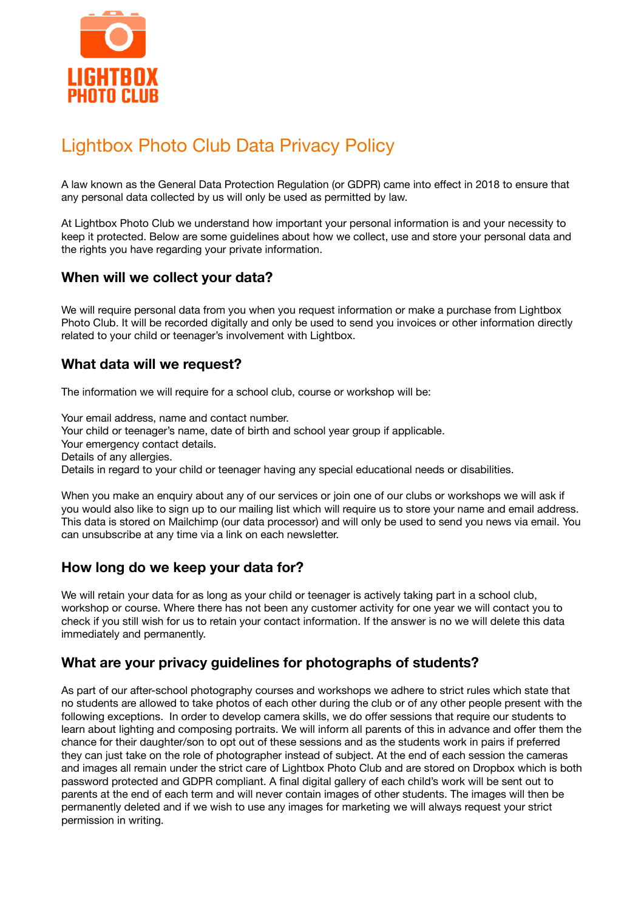LIGHTBOX PHOTO CLUB

# Lightbox Photo Club Data Privacy Policy

A law known as the General Data Protection Regulation (or GDPR) came into effect in 2018 to ensure that any personal data collected by us will only be used as permitted by law.

At Lightbox Photo Club we understand how important your personal information is and your necessity to keep it protected. Below are some guidelines about how we collect, use and store your personal data and the rights you have regarding your private information.

## When will we collect your data?

We will require personal data from you when you request information or make a purchase from Lightbox Photo Club. It will be recorded digitally and only be used to send you invoices or other information directly related to your child or teenager's involvement with Lightbox.

## What data will we request?

The information we will require for a school club, course or workshop will be:

Your email address, name and contact number.
Your child or teenager's name, date of birth and school year group if applicable.
Your emergency contact details.
Details of any allergies.
Details in regard to your child or teenager having any special educational needs or disabilities.

When you make an enquiry about any of our services or join one of our clubs or workshops we will ask if you would also like to sign up to our mailing list which will require us to store your name and email address. This data is stored on Mailchimp (our data processor) and will only be used to send you news via email. You can unsubscribe at any time via a link on each newsletter.

## How long do we keep your data for?

We will retain your data for as long as your child or teenager is actively taking part in a school club, workshop or course. Where there has not been any customer activity for one year we will contact you to check if you still wish for us to retain your contact information. If the answer is no we will delete this data immediately and permanently.

## What are your privacy guidelines for photographs of students?

As part of our after-school photography courses and workshops we adhere to strict rules which state that no students are allowed to take photos of each other during the club or of any other people present with the following exceptions. In order to develop camera skills, we do offer sessions that require our students to learn about lighting and composing portraits. We will inform all parents of this in advance and offer them the chance for their daughter/son to opt out of these sessions and as the students work in pairs if preferred they can just take on the role of photographer instead of subject. At the end of each session the cameras and images all remain under the strict care of Lightbox Photo Club and are stored on Dropbox which is both password protected and GDPR compliant. A final digital gallery of each child's work will be sent out to parents at the end of each term and will never contain images of other students. The images will then be permanently deleted and if we wish to use any images for marketing we will always request your strict permission in writing.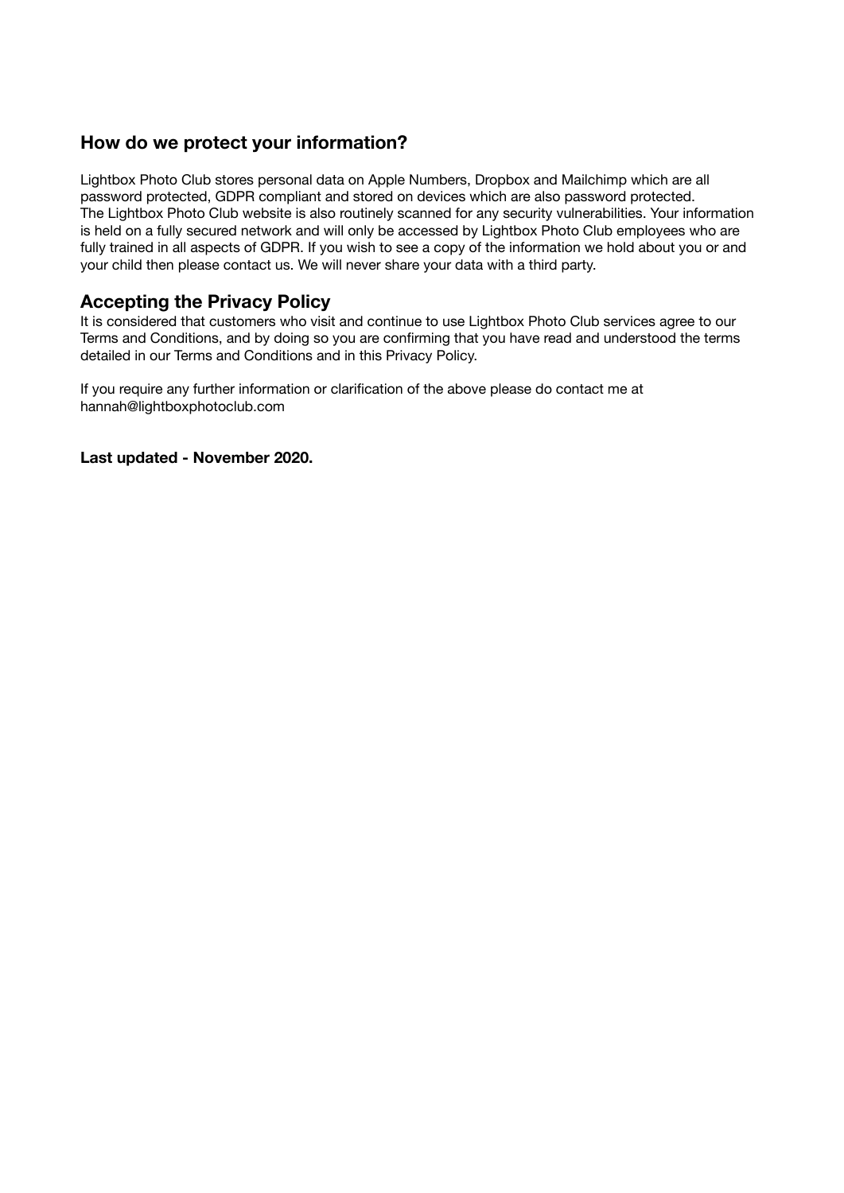## How do we protect your information?

Lightbox Photo Club stores personal data on Apple Numbers, Dropbox and Mailchimp which are all password protected, GDPR compliant and stored on devices which are also password protected. The Lightbox Photo Club website is also routinely scanned for any security vulnerabilities. Your information is held on a fully secured network and will only be accessed by Lightbox Photo Club employees who are fully trained in all aspects of GDPR. If you wish to see a copy of the information we hold about you or and your child then please contact us. We will never share your data with a third party.

## Accepting the Privacy Policy

It is considered that customers who visit and continue to use Lightbox Photo Club services agree to our Terms and Conditions, and by doing so you are confirming that you have read and understood the terms detailed in our Terms and Conditions and in this Privacy Policy.

If you require any further information or clarification of the above please do contact me at hannah@lightboxphotoclub.com

**Last updated - November 2020.**